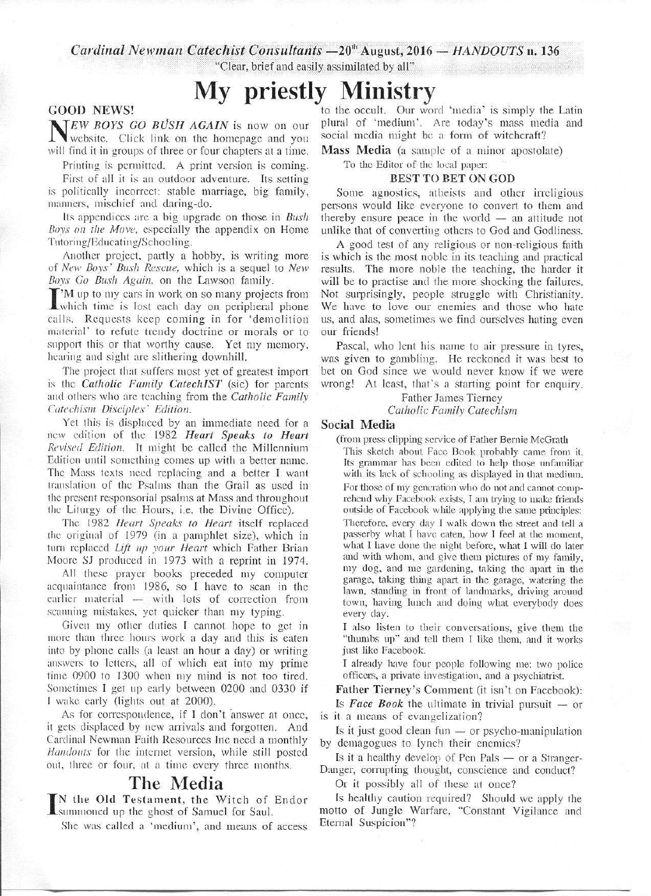*Cardinal Newman Catechist Consultants* — 20th August, 2016 — *HANDOUTS* n. 136

"Clear, brief and easily assimilated by all"

# My priestly Ministry

**GOOD NEWS!**

*NEW BOYS GO BUSH AGAIN* is now on our website. Click link on the homepage and you will find it in groups of three or four chapters at a time.

Printing is permitted. A print version is coming.

First of all it is an outdoor adventure. Its setting is politically incorrect: stable marriage, big family, manners, mischief and daring-do.

Its appendices are a big upgrade on those in *Bush Boys on the Move*, especially the appendix on Home Tutoring/Educating/Schooling.

Another project, partly a hobby, is writing more of *New Boys' Bush Rescue*, which is a sequel to *New Boys Go Bush Again*, on the Lawson family.

I'M up to my ears in work on so many projects from which time is lost each day on peripheral phone calls. Requests keep coming in for 'demolition material' to refute trendy doctrine or morals or to support this or that worthy cause. Yet my memory, hearing and sight are slithering downhill.

The project that suffers most yet of greatest import is the ***Catholic Family CatechIST*** (sic) for parents and others who are teaching from the *Catholic Family Catechism Disciples' Edition*.

Yet this is displaced by an immediate need for a new edition of the 1982 ***Heart Speaks to Heart Revised Edition***. It might be called the Millennium Edition until something comes up with a better name. The Mass texts need replacing and a better I want translation of the Psalms than the Grail as used in the present responsorial psalms at Mass and throughout the Liturgy of the Hours, i.e. the Divine Office).

The 1982 *Heart Speaks to Heart* itself replaced the original of 1979 (in a pamphlet size), which in turn replaced *Lift up your Heart* which Father Brian Moore SJ produced in 1973 with a reprint in 1974.

All these prayer books preceded my computer acquaintance from 1986, so I have to scan in the earlier material — with lots of correction from scanning mistakes, yet quicker than my typing.

Given my other duties I cannot hope to get in more than three hours work a day and this is eaten into by phone calls (a least an hour a day) or writing answers to letters, all of which eat into my prime time 0900 to 1300 when my mind is not too tired. Sometimes I get up early between 0200 and 0330 if I wake early (lights out at 2000).

As for correspondence, if I don't answer at once, it gets displaced by new arrivals and forgotten. And Cardinal Newman Faith Resources Inc need a monthly *Handouts* for the internet version, while still posted out, three or four, at a time every three months.

## The Media

**IN the Old Testament**, the Witch of Endor summoned up the ghost of Samuel for Saul.

She was called a 'medium', and means of access to the occult. Our word 'media' is simply the Latin plural of 'medium'. Are today's mass media and social media might be a form of witchcraft?

**Mass Media** (a sample of a minor apostolate)

To the Editor of the local paper:

**BEST TO BET ON GOD**

Some agnostics, atheists and other irreligious persons would like everyone to convert to them and thereby ensure peace in the world — an attitude not unlike that of converting others to God and Godliness.

A good test of any religious or non-religious faith is which is the most noble in its teaching and practical results. The more noble the teaching, the harder it will be to practise and the more shocking the failures. Not surprisingly, people struggle with Christianity. We have to love our enemies and those who hate us, and alas, sometimes we find ourselves hating even our friends!

Pascal, who lent his name to air pressure in tyres, was given to gambling. He reckoned it was best to bet on God since we would never know if we were wrong! At least, that's a starting point for enquiry.

Father James Tierney
*Catholic Family Catechism*

**Social Media**

(from press clipping service of Father Bernie McGrath

This sketch about Face Book probably came from it. Its grammar has been edited to help those unfamiliar with its lack of schooling as displayed in that medium.

For those of my generation who do not and cannot comprehend why Facebook exists, I am trying to make friends outside of Facebook while applying the same principles:

Therefore, every day I walk down the street and tell a passerby what I have eaten, how I feel at the moment, what I have done the night before, what I will do later and with whom, and give them pictures of my family, my dog, and me gardening, taking the apart in the garage, taking thing apart in the garage, watering the lawn, standing in front of landmarks, driving around town, having lunch and doing what everybody does every day.

I also listen to their conversations, give them the "thumbs up" and tell them I like them, and it works just like Facebook.

I already have four people following me: two police officers, a private investigation, and a psychiatrist.

**Father Tierney's Comment** (it isn't on Facebook):

Is ***Face Book*** the ultimate in trivial pursuit — or is it a means of evangelization?

Is it just good clean fun — or psycho-manipulation by demagogues to lynch their enemies?

Is it a healthy develop of Pen Pals — or a Stranger-Danger, corrupting thought, conscience and conduct?

Or it possibly all of these at once?

Is healthy caution required? Should we apply the motto of Jungle Warfare, "Constant Vigilance and Eternal Suspicion"?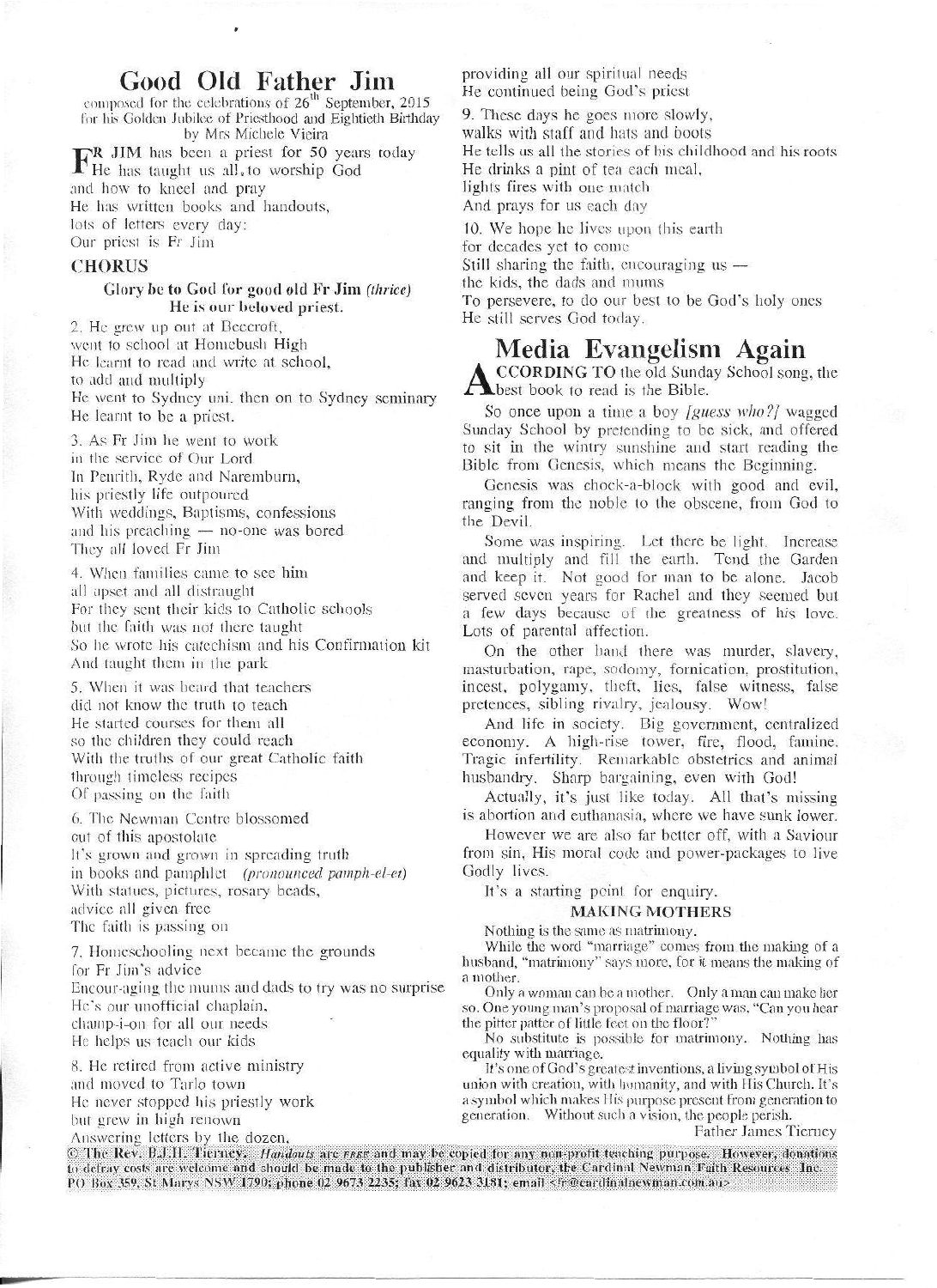# Good Old Father Jim

composed for the celebrations of 26th September, 2015 for his Golden Jubilee of Priesthood and Eightieth Birthday by Mrs Michele Vieira

FR JIM has been a priest for 50 years today
He has taught us all, to worship God
and how to kneel and pray
He has written books and handouts,
lots of letters every day:
Our priest is Fr Jim

**CHORUS**

**Glory be to God for good old Fr Jim** *(thrice)*
**He is our beloved priest.**

2. He grew up out at Beecroft,
went to school at Homebush High
He learnt to read and write at school,
to add and multiply
He went to Sydney uni. then on to Sydney seminary
He learnt to be a priest.

3. As Fr Jim he went to work
in the service of Our Lord
In Penrith, Ryde and Naremburn,
his priestly life outpoured
With weddings, Baptisms, confessions
and his preaching — no-one was bored
They all loved Fr Jim

4. When families came to see him
all upset and all distraught
For they sent their kids to Catholic schools
but the faith was not there taught
So he wrote his catechism and his Confirmation kit
And taught them in the park

5. When it was heard that teachers
did not know the truth to teach
He started courses for them all
so the children they could reach
With the truths of our great Catholic faith
through timeless recipes
Of passing on the faith

6. The Newman Centre blossomed
out of this apostolate
It's grown and grown in spreading truth
in books and pamphlet *(pronounced pamph-el-et)*
With statues, pictures, rosary beads,
advice all given free
The faith is passing on

7. Homeschooling next became the grounds
for Fr Jim's advice
Encour-aging the mums and dads to try was no surprise
He's our unofficial chaplain,
champ-i-on for all our needs
He helps us teach our kids

8. He retired from active ministry
and moved to Tarlo town
He never stopped his priestly work
but grew in high renown
Answering letters by the dozen,
providing all our spiritual needs
He continued being God's priest

9. These days he goes more slowly,
walks with staff and hats and boots
He tells us all the stories of his childhood and his roots
He drinks a pint of tea each meal,
lights fires with one match
And prays for us each day

10. We hope he lives upon this earth
for decades yet to come
Still sharing the faith, encouraging us —
the kids, the dads and mums
To persevere, to do our best to be God's holy ones
He still serves God today.

# Media Evangelism Again

ACCORDING TO the old Sunday School song, the best book to read is the Bible.

So once upon a time a boy *[guess who?]* wagged Sunday School by pretending to be sick, and offered to sit in the wintry sunshine and start reading the Bible from Genesis, which means the Beginning.

Genesis was chock-a-block with good and evil, ranging from the noble to the obscene, from God to the Devil.

Some was inspiring. Let there be light. Increase and multiply and fill the earth. Tend the Garden and keep it. Not good for man to be alone. Jacob served seven years for Rachel and they seemed but a few days because of the greatness of his love. Lots of parental affection.

On the other hand there was murder, slavery, masturbation, rape, sodomy, fornication, prostitution, incest, polygamy, theft, lies, false witness, false pretences, sibling rivalry, jealousy. Wow!

And life in society. Big government, centralized economy. A high-rise tower, fire, flood, famine. Tragic infertility. Remarkable obstetrics and animal husbandry. Sharp bargaining, even with God!

Actually, it's just like today. All that's missing is abortion and euthanasia, where we have sunk lower.

However we are also far better off, with a Saviour from sin, His moral code and power-packages to live Godly lives.

It's a starting point for enquiry.

### MAKING MOTHERS

Nothing is the same as matrimony.

While the word "marriage" comes from the making of a husband, "matrimony" says more, for it means the making of a mother.

Only a woman can be a mother. Only a man can make her so. One young man's proposal of marriage was, "Can you hear the pitter patter of little feet on the floor?"

No substitute is possible for matrimony. Nothing has equality with marriage.

It's one of God's greatest inventions, a living symbol of His union with creation, with humanity, and with His Church. It's a symbol which makes His purpose present from generation to generation. Without such a vision, the people perish.

Father James Tierney

© The Rev. B.J.H. Tierney. *Handouts* are FREE and may be copied for any non-profit teaching purpose. However, donations to defray costs are welcome and should be made to the publisher and distributor, the Cardinal Newman Faith Resources Inc. PO Box 359, St Marys NSW 1790; phone 02 9673 2235; fax 02 9623 3181; email <fr@cardinalnewman.com.au>